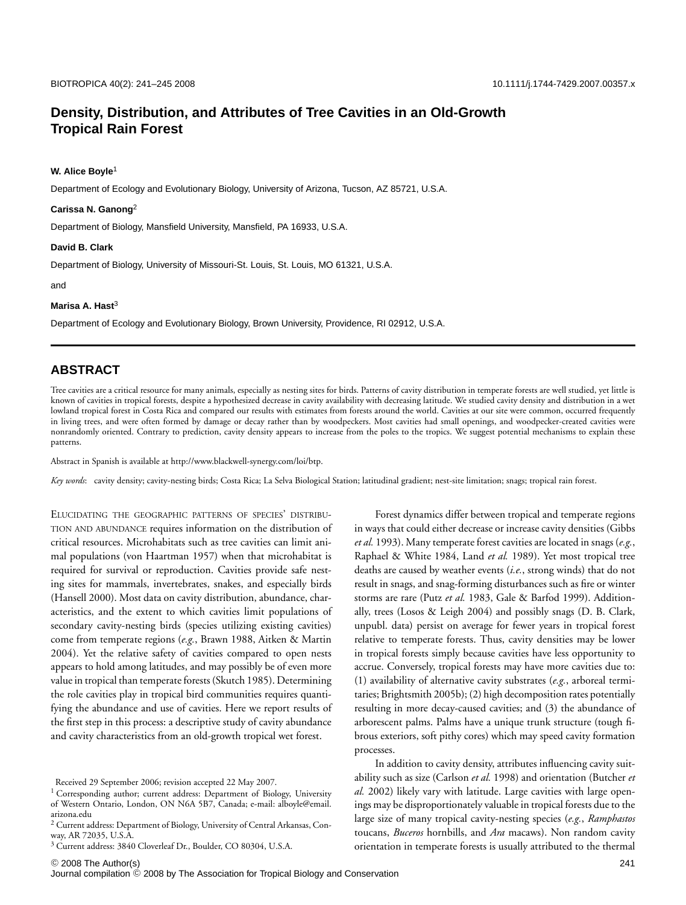# Density, Distribution, and Attributes of Tree Cavities in an Old-Growth Tropical Rain Forest

**W. Alice Boyle**[1]

Department of Ecology and Evolutionary Biology, University of Arizona, Tucson, AZ 85721, U.S.A.

**Carissa N. Ganong**[2]

Department of Biology, Mansfield University, Mansfield, PA 16933, U.S.A.

**David B. Clark**

Department of Biology, University of Missouri-St. Louis, St. Louis, MO 61321, U.S.A.

and

**Marisa A. Hast**[3]

Department of Ecology and Evolutionary Biology, Brown University, Providence, RI 02912, U.S.A.

## ABSTRACT

Tree cavities are a critical resource for many animals, especially as nesting sites for birds. Patterns of cavity distribution in temperate forests are well studied, yet little is known of cavities in tropical forests, despite a hypothesized decrease in cavity availability with decreasing latitude. We studied cavity density and distribution in a wet lowland tropical forest in Costa Rica and compared our results with estimates from forests around the world. Cavities at our site were common, occurred frequently in living trees, and were often formed by damage or decay rather than by woodpeckers. Most cavities had small openings, and woodpecker-created cavities were nonrandomly oriented. Contrary to prediction, cavity density appears to increase from the poles to the tropics. We suggest potential mechanisms to explain these patterns.

Abstract in Spanish is available at http://www.blackwell-synergy.com/loi/btp.

*Key words*: cavity density; cavity-nesting birds; Costa Rica; La Selva Biological Station; latitudinal gradient; nest-site limitation; snags; tropical rain forest.

Elucidating the geographic patterns of species' distribution and abundance requires information on the distribution of critical resources. Microhabitats such as tree cavities can limit animal populations (von Haartman 1957) when that microhabitat is required for survival or reproduction. Cavities provide safe nesting sites for mammals, invertebrates, snakes, and especially birds (Hansell 2000). Most data on cavity distribution, abundance, characteristics, and the extent to which cavities limit populations of secondary cavity-nesting birds (species utilizing existing cavities) come from temperate regions (*e.g.*, Brawn 1988, Aitken & Martin 2004). Yet the relative safety of cavities compared to open nests appears to hold among latitudes, and may possibly be of even more value in tropical than temperate forests (Skutch 1985). Determining the role cavities play in tropical bird communities requires quantifying the abundance and use of cavities. Here we report results of the first step in this process: a descriptive study of cavity abundance and cavity characteristics from an old-growth tropical wet forest.

Forest dynamics differ between tropical and temperate regions in ways that could either decrease or increase cavity densities (Gibbs *et al.* 1993). Many temperate forest cavities are located in snags (*e.g.*, Raphael & White 1984, Land *et al.* 1989). Yet most tropical tree deaths are caused by weather events (*i.e.*, strong winds) that do not result in snags, and snag-forming disturbances such as fire or winter storms are rare (Putz *et al.* 1983, Gale & Barfod 1999). Additionally, trees (Losos & Leigh 2004) and possibly snags (D. B. Clark, unpubl. data) persist on average for fewer years in tropical forest relative to temperate forests. Thus, cavity densities may be lower in tropical forests simply because cavities have less opportunity to accrue. Conversely, tropical forests may have more cavities due to: (1) availability of alternative cavity substrates (*e.g.*, arboreal termitaries; Brightsmith 2005b); (2) high decomposition rates potentially resulting in more decay-caused cavities; and (3) the abundance of arborescent palms. Palms have a unique trunk structure (tough fibrous exteriors, soft pithy cores) which may speed cavity formation processes.

In addition to cavity density, attributes influencing cavity suitability such as size (Carlson *et al.* 1998) and orientation (Butcher *et al.* 2002) likely vary with latitude. Large cavities with large openings may be disproportionately valuable in tropical forests due to the large size of many tropical cavity-nesting species (*e.g.*, *Ramphastos* toucans, *Buceros* hornbills, and *Ara* macaws). Non random cavity orientation in temperate forests is usually attributed to the thermal

Received 29 September 2006; revision accepted 22 May 2007.

[1] Corresponding author; current address: Department of Biology, University of Western Ontario, London, ON N6A 5B7, Canada; e-mail: alboyle@email.arizona.edu

[2] Current address: Department of Biology, University of Central Arkansas, Conway, AR 72035, U.S.A.

[3] Current address: 3840 Cloverleaf Dr., Boulder, CO 80304, U.S.A.

© 2008 The Author(s)
Journal compilation © 2008 by The Association for Tropical Biology and Conservation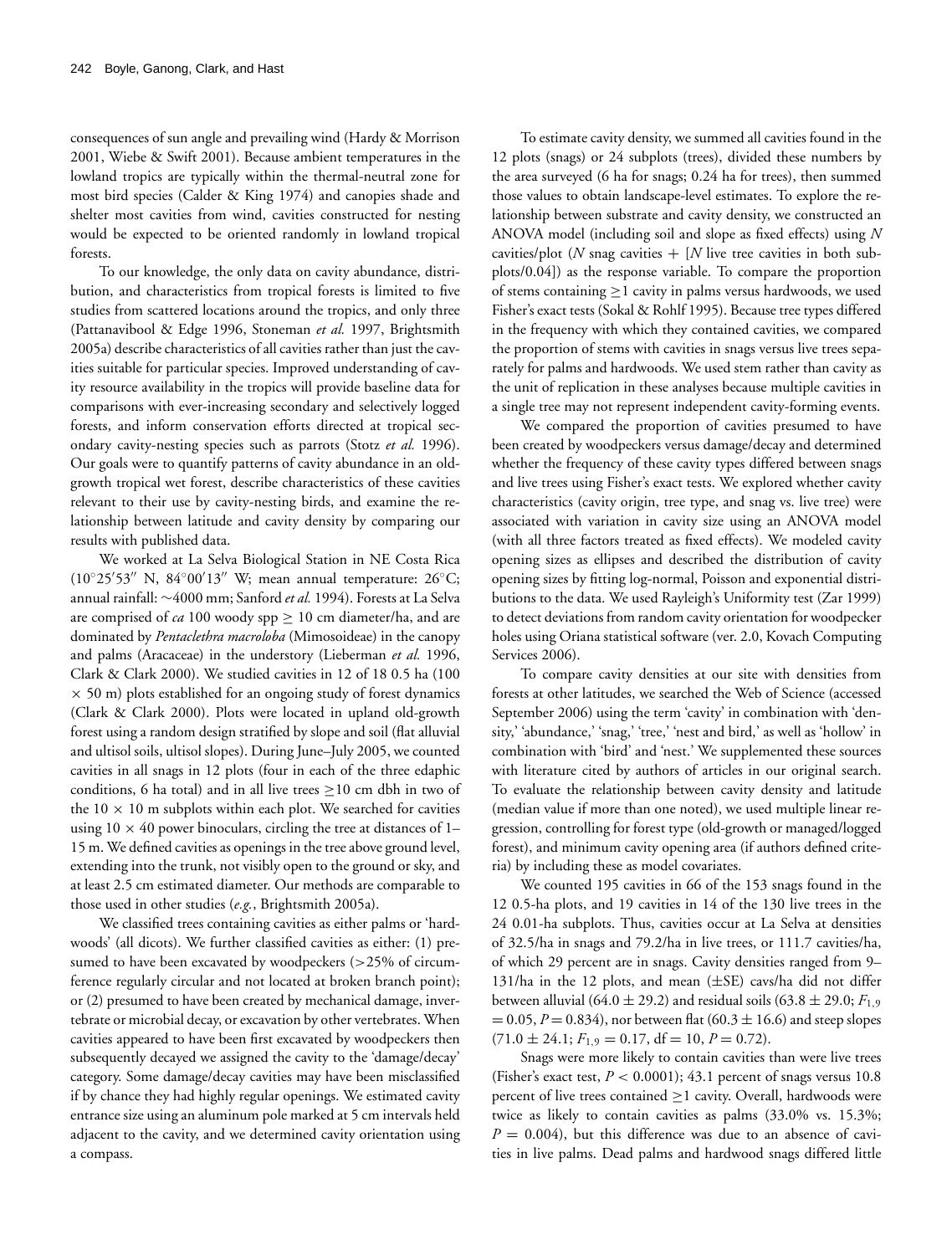consequences of sun angle and prevailing wind (Hardy & Morrison 2001, Wiebe & Swift 2001). Because ambient temperatures in the lowland tropics are typically within the thermal-neutral zone for most bird species (Calder & King 1974) and canopies shade and shelter most cavities from wind, cavities constructed for nesting would be expected to be oriented randomly in lowland tropical forests.

To our knowledge, the only data on cavity abundance, distribution, and characteristics from tropical forests is limited to five studies from scattered locations around the tropics, and only three (Pattanavibool & Edge 1996, Stoneman *et al.* 1997, Brightsmith 2005a) describe characteristics of all cavities rather than just the cavities suitable for particular species. Improved understanding of cavity resource availability in the tropics will provide baseline data for comparisons with ever-increasing secondary and selectively logged forests, and inform conservation efforts directed at tropical secondary cavity-nesting species such as parrots (Stotz *et al.* 1996). Our goals were to quantify patterns of cavity abundance in an old-growth tropical wet forest, describe characteristics of these cavities relevant to their use by cavity-nesting birds, and examine the relationship between latitude and cavity density by comparing our results with published data.

We worked at La Selva Biological Station in NE Costa Rica (10°25′53″ N, 84°00′13″ W; mean annual temperature: 26°C; annual rainfall: ~4000 mm; Sanford *et al.* 1994). Forests at La Selva are comprised of *ca* 100 woody spp ≥ 10 cm diameter/ha, and are dominated by *Pentaclethra macroloba* (Mimosoideae) in the canopy and palms (Aracaceae) in the understory (Lieberman *et al.* 1996, Clark & Clark 2000). We studied cavities in 12 of 18 0.5 ha (100 × 50 m) plots established for an ongoing study of forest dynamics (Clark & Clark 2000). Plots were located in upland old-growth forest using a random design stratified by slope and soil (flat alluvial and ultisol soils, ultisol slopes). During June–July 2005, we counted cavities in all snags in 12 plots (four in each of the three edaphic conditions, 6 ha total) and in all live trees ≥10 cm dbh in two of the 10 × 10 m subplots within each plot. We searched for cavities using 10 × 40 power binoculars, circling the tree at distances of 1–15 m. We defined cavities as openings in the tree above ground level, extending into the trunk, not visibly open to the ground or sky, and at least 2.5 cm estimated diameter. Our methods are comparable to those used in other studies (*e.g.*, Brightsmith 2005a).

We classified trees containing cavities as either palms or 'hardwoods' (all dicots). We further classified cavities as either: (1) presumed to have been excavated by woodpeckers (>25% of circumference regularly circular and not located at broken branch point); or (2) presumed to have been created by mechanical damage, invertebrate or microbial decay, or excavation by other vertebrates. When cavities appeared to have been first excavated by woodpeckers then subsequently decayed we assigned the cavity to the 'damage/decay' category. Some damage/decay cavities may have been misclassified if by chance they had highly regular openings. We estimated cavity entrance size using an aluminum pole marked at 5 cm intervals held adjacent to the cavity, and we determined cavity orientation using a compass.

To estimate cavity density, we summed all cavities found in the 12 plots (snags) or 24 subplots (trees), divided these numbers by the area surveyed (6 ha for snags; 0.24 ha for trees), then summed those values to obtain landscape-level estimates. To explore the relationship between substrate and cavity density, we constructed an ANOVA model (including soil and slope as fixed effects) using $N$ cavities/plot ($N$ snag cavities + [$N$ live tree cavities in both subplots/0.04]) as the response variable. To compare the proportion of stems containing ≥1 cavity in palms versus hardwoods, we used Fisher's exact tests (Sokal & Rohlf 1995). Because tree types differed in the frequency with which they contained cavities, we compared the proportion of stems with cavities in snags versus live trees separately for palms and hardwoods. We used stem rather than cavity as the unit of replication in these analyses because multiple cavities in a single tree may not represent independent cavity-forming events.

We compared the proportion of cavities presumed to have been created by woodpeckers versus damage/decay and determined whether the frequency of these cavity types differed between snags and live trees using Fisher's exact tests. We explored whether cavity characteristics (cavity origin, tree type, and snag vs. live tree) were associated with variation in cavity size using an ANOVA model (with all three factors treated as fixed effects). We modeled cavity opening sizes as ellipses and described the distribution of cavity opening sizes by fitting log-normal, Poisson and exponential distributions to the data. We used Rayleigh's Uniformity test (Zar 1999) to detect deviations from random cavity orientation for woodpecker holes using Oriana statistical software (ver. 2.0, Kovach Computing Services 2006).

To compare cavity densities at our site with densities from forests at other latitudes, we searched the Web of Science (accessed September 2006) using the term 'cavity' in combination with 'density,' 'abundance,' 'snag,' 'tree,' 'nest and bird,' as well as 'hollow' in combination with 'bird' and 'nest.' We supplemented these sources with literature cited by authors of articles in our original search. To evaluate the relationship between cavity density and latitude (median value if more than one noted), we used multiple linear regression, controlling for forest type (old-growth or managed/logged forest), and minimum cavity opening area (if authors defined criteria) by including these as model covariates.

We counted 195 cavities in 66 of the 153 snags found in the 12 0.5-ha plots, and 19 cavities in 14 of the 130 live trees in the 24 0.01-ha subplots. Thus, cavities occur at La Selva at densities of 32.5/ha in snags and 79.2/ha in live trees, or 111.7 cavities/ha, of which 29 percent are in snags. Cavity densities ranged from 9–131/ha in the 12 plots, and mean (±SE) cavs/ha did not differ between alluvial (64.0 ± 29.2) and residual soils (63.8 ± 29.0; $F_{1,9} = 0.05$, $P = 0.834$), nor between flat (60.3 ± 16.6) and steep slopes (71.0 ± 24.1; $F_{1,9} = 0.17$, df = 10, $P = 0.72$).

Snags were more likely to contain cavities than were live trees (Fisher's exact test, $P < 0.0001$); 43.1 percent of snags versus 10.8 percent of live trees contained ≥1 cavity. Overall, hardwoods were twice as likely to contain cavities as palms (33.0% vs. 15.3%; $P = 0.004$), but this difference was due to an absence of cavities in live palms. Dead palms and hardwood snags differed little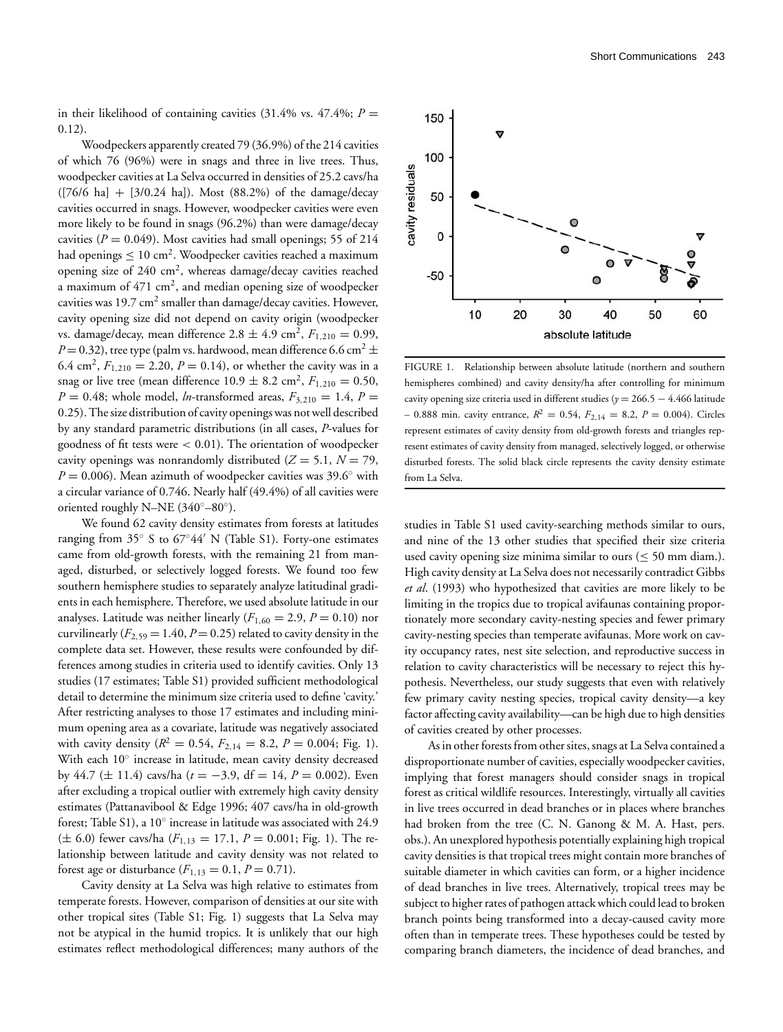in their likelihood of containing cavities (31.4% vs. 47.4%; $P = 0.12$).

Woodpeckers apparently created 79 (36.9%) of the 214 cavities of which 76 (96%) were in snags and three in live trees. Thus, woodpecker cavities at La Selva occurred in densities of 25.2 cavs/ha ([76/6 ha] + [3/0.24 ha]). Most (88.2%) of the damage/decay cavities occurred in snags. However, woodpecker cavities were even more likely to be found in snags (96.2%) than were damage/decay cavities ($P = 0.049$). Most cavities had small openings; 55 of 214 had openings $\leq 10$ cm$^2$. Woodpecker cavities reached a maximum opening size of 240 cm$^2$, whereas damage/decay cavities reached a maximum of 471 cm$^2$, and median opening size of woodpecker cavities was 19.7 cm$^2$ smaller than damage/decay cavities. However, cavity opening size did not depend on cavity origin (woodpecker vs. damage/decay, mean difference 2.8 $\pm$ 4.9 cm$^2$, $F_{1,210} = 0.99$, $P = 0.32$), tree type (palm vs. hardwood, mean difference 6.6 cm$^2$ $\pm$ 6.4 cm$^2$, $F_{1,210} = 2.20$, $P = 0.14$), or whether the cavity was in a snag or live tree (mean difference 10.9 $\pm$ 8.2 cm$^2$, $F_{1,210} = 0.50$, $P = 0.48$; whole model, *ln*-transformed areas, $F_{3,210} = 1.4$, $P = 0.25$). The size distribution of cavity openings was not well described by any standard parametric distributions (in all cases, *P*-values for goodness of fit tests were $< 0.01$). The orientation of woodpecker cavity openings was nonrandomly distributed ($Z = 5.1$, $N = 79$, $P = 0.006$). Mean azimuth of woodpecker cavities was 39.6° with a circular variance of 0.746. Nearly half (49.4%) of all cavities were oriented roughly N–NE (340°–80°).

We found 62 cavity density estimates from forests at latitudes ranging from 35° S to 67°44′ N (Table S1). Forty-one estimates came from old-growth forests, with the remaining 21 from managed, disturbed, or selectively logged forests. We found too few southern hemisphere studies to separately analyze latitudinal gradients in each hemisphere. Therefore, we used absolute latitude in our analyses. Latitude was neither linearly ($F_{1,60} = 2.9$, $P = 0.10$) nor curvilinearly ($F_{2,59} = 1.40$, $P = 0.25$) related to cavity density in the complete data set. However, these results were confounded by differences among studies in criteria used to identify cavities. Only 13 studies (17 estimates; Table S1) provided sufficient methodological detail to determine the minimum size criteria used to define 'cavity.' After restricting analyses to those 17 estimates and including minimum opening area as a covariate, latitude was negatively associated with cavity density ($R^2 = 0.54$, $F_{2,14} = 8.2$, $P = 0.004$; Fig. 1). With each 10° increase in latitude, mean cavity density decreased by 44.7 ($\pm$ 11.4) cavs/ha ($t = -3.9$, df = 14, $P = 0.002$). Even after excluding a tropical outlier with extremely high cavity density estimates (Pattanavibool & Edge 1996; 407 cavs/ha in old-growth forest; Table S1), a 10° increase in latitude was associated with 24.9 ($\pm$ 6.0) fewer cavs/ha ($F_{1,13} = 17.1$, $P = 0.001$; Fig. 1). The relationship between latitude and cavity density was not related to forest age or disturbance ($F_{1,13} = 0.1$, $P = 0.71$).

Cavity density at La Selva was high relative to estimates from temperate forests. However, comparison of densities at our site with other tropical sites (Table S1; Fig. 1) suggests that La Selva may not be atypical in the humid tropics. It is unlikely that our high estimates reflect methodological differences; many authors of the studies in Table S1 used cavity-searching methods similar to ours, and nine of the 13 other studies that specified their size criteria used cavity opening size minima similar to ours ($\leq 50$ mm diam.). High cavity density at La Selva does not necessarily contradict Gibbs *et al.* (1993) who hypothesized that cavities are more likely to be limiting in the tropics due to tropical avifaunas containing proportionately more secondary cavity-nesting species and fewer primary cavity-nesting species than temperate avifaunas. More work on cavity occupancy rates, nest site selection, and reproductive success in relation to cavity characteristics will be necessary to reject this hypothesis. Nevertheless, our study suggests that even with relatively few primary cavity nesting species, tropical cavity density—a key factor affecting cavity availability—can be high due to high densities of cavities created by other processes.

FIGURE 1. Relationship between absolute latitude (northern and southern hemispheres combined) and cavity density/ha after controlling for minimum cavity opening size criteria used in different studies ($y = 266.5 - 4.466$ latitude $- 0.888$ min. cavity entrance, $R^2 = 0.54$, $F_{2,14} = 8.2$, $P = 0.004$). Circles represent estimates of cavity density from old-growth forests and triangles represent estimates of cavity density from managed, selectively logged, or otherwise disturbed forests. The solid black circle represents the cavity density estimate from La Selva.

As in other forests from other sites, snags at La Selva contained a disproportionate number of cavities, especially woodpecker cavities, implying that forest managers should consider snags in tropical forest as critical wildlife resources. Interestingly, virtually all cavities in live trees occurred in dead branches or in places where branches had broken from the tree (C. N. Ganong & M. A. Hast, pers. obs.). An unexplored hypothesis potentially explaining high tropical cavity densities is that tropical trees might contain more branches of suitable diameter in which cavities can form, or a higher incidence of dead branches in live trees. Alternatively, tropical trees may be subject to higher rates of pathogen attack which could lead to broken branch points being transformed into a decay-caused cavity more often than in temperate trees. These hypotheses could be tested by comparing branch diameters, the incidence of dead branches, and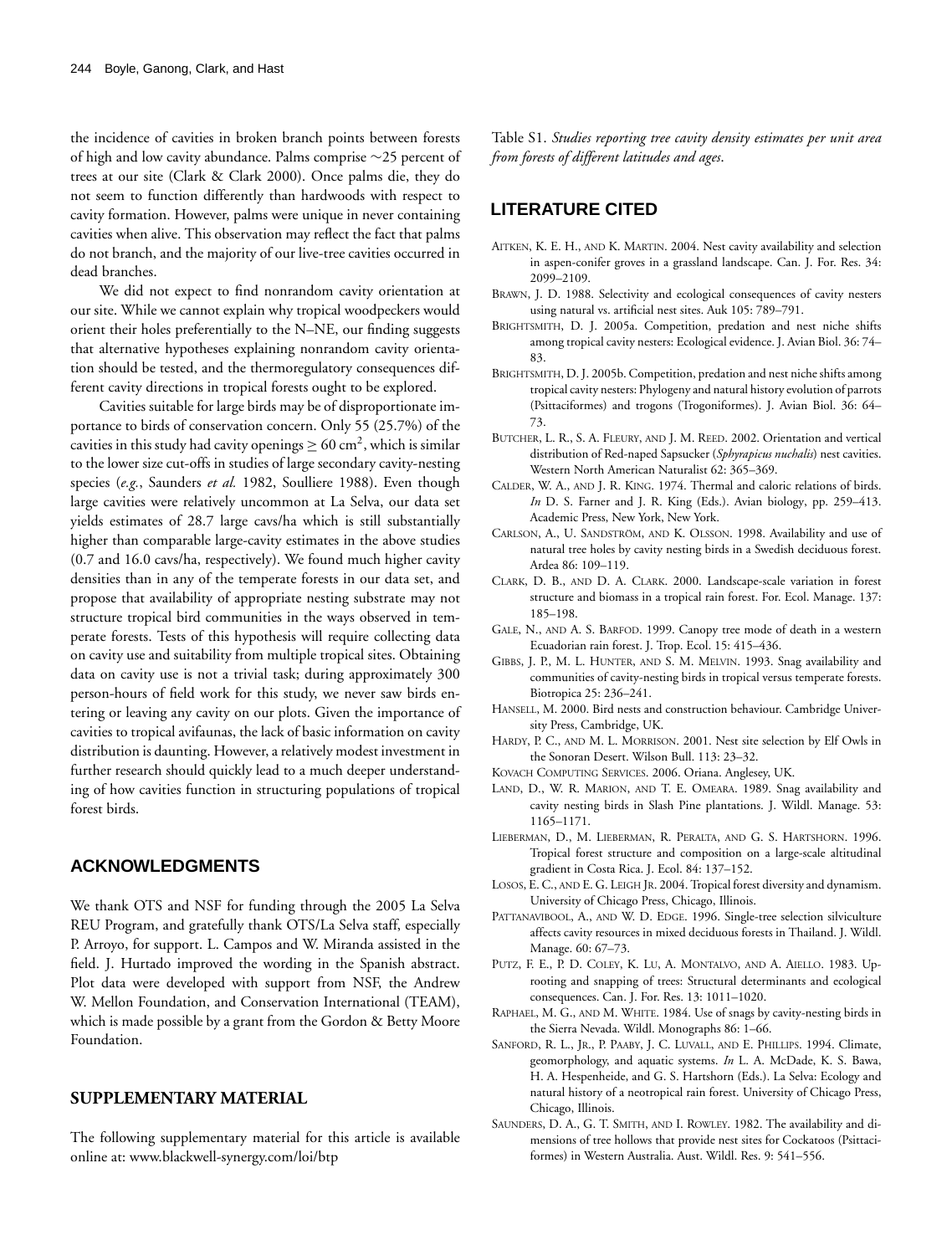the incidence of cavities in broken branch points between forests of high and low cavity abundance. Palms comprise ~25 percent of trees at our site (Clark & Clark 2000). Once palms die, they do not seem to function differently than hardwoods with respect to cavity formation. However, palms were unique in never containing cavities when alive. This observation may reflect the fact that palms do not branch, and the majority of our live-tree cavities occurred in dead branches.

We did not expect to find nonrandom cavity orientation at our site. While we cannot explain why tropical woodpeckers would orient their holes preferentially to the N–NE, our finding suggests that alternative hypotheses explaining nonrandom cavity orientation should be tested, and the thermoregulatory consequences different cavity directions in tropical forests ought to be explored.

Cavities suitable for large birds may be of disproportionate importance to birds of conservation concern. Only 55 (25.7%) of the cavities in this study had cavity openings $\geq 60$ cm$^2$, which is similar to the lower size cut-offs in studies of large secondary cavity-nesting species (*e.g.*, Saunders *et al.* 1982, Soulliere 1988). Even though large cavities were relatively uncommon at La Selva, our data set yields estimates of 28.7 large cavs/ha which is still substantially higher than comparable large-cavity estimates in the above studies (0.7 and 16.0 cavs/ha, respectively). We found much higher cavity densities than in any of the temperate forests in our data set, and propose that availability of appropriate nesting substrate may not structure tropical bird communities in the ways observed in temperate forests. Tests of this hypothesis will require collecting data on cavity use and suitability from multiple tropical sites. Obtaining data on cavity use is not a trivial task; during approximately 300 person-hours of field work for this study, we never saw birds entering or leaving any cavity on our plots. Given the importance of cavities to tropical avifaunas, the lack of basic information on cavity distribution is daunting. However, a relatively modest investment in further research should quickly lead to a much deeper understanding of how cavities function in structuring populations of tropical forest birds.

## ACKNOWLEDGMENTS

We thank OTS and NSF for funding through the 2005 La Selva REU Program, and gratefully thank OTS/La Selva staff, especially P. Arroyo, for support. L. Campos and W. Miranda assisted in the field. J. Hurtado improved the wording in the Spanish abstract. Plot data were developed with support from NSF, the Andrew W. Mellon Foundation, and Conservation International (TEAM), which is made possible by a grant from the Gordon & Betty Moore Foundation.

## SUPPLEMENTARY MATERIAL

The following supplementary material for this article is available online at: www.blackwell-synergy.com/loi/btp

Table S1. *Studies reporting tree cavity density estimates per unit area from forests of different latitudes and ages*.

## LITERATURE CITED

Aitken, K. E. H., and K. Martin. 2004. Nest cavity availability and selection in aspen-conifer groves in a grassland landscape. Can. J. For. Res. 34: 2099–2109.

Brawn, J. D. 1988. Selectivity and ecological consequences of cavity nesters using natural vs. artificial nest sites. Auk 105: 789–791.

Brightsmith, D. J. 2005a. Competition, predation and nest niche shifts among tropical cavity nesters: Ecological evidence. J. Avian Biol. 36: 74–83.

Brightsmith, D. J. 2005b. Competition, predation and nest niche shifts among tropical cavity nesters: Phylogeny and natural history evolution of parrots (Psittaciformes) and trogons (Trogoniformes). J. Avian Biol. 36: 64–73.

Butcher, L. R., S. A. Fleury, and J. M. Reed. 2002. Orientation and vertical distribution of Red-naped Sapsucker (*Sphyrapicus nuchalis*) nest cavities. Western North American Naturalist 62: 365–369.

Calder, W. A., and J. R. King. 1974. Thermal and caloric relations of birds. *In* D. S. Farner and J. R. King (Eds.). Avian biology, pp. 259–413. Academic Press, New York, New York.

Carlson, A., U. Sandström, and K. Olsson. 1998. Availability and use of natural tree holes by cavity nesting birds in a Swedish deciduous forest. Ardea 86: 109–119.

Clark, D. B., and D. A. Clark. 2000. Landscape-scale variation in forest structure and biomass in a tropical rain forest. For. Ecol. Manage. 137: 185–198.

Gale, N., and A. S. Barfod. 1999. Canopy tree mode of death in a western Ecuadorian rain forest. J. Trop. Ecol. 15: 415–436.

Gibbs, J. P., M. L. Hunter, and S. M. Melvin. 1993. Snag availability and communities of cavity-nesting birds in tropical versus temperate forests. Biotropica 25: 236–241.

Hansell, M. 2000. Bird nests and construction behaviour. Cambridge University Press, Cambridge, UK.

Hardy, P. C., and M. L. Morrison. 2001. Nest site selection by Elf Owls in the Sonoran Desert. Wilson Bull. 113: 23–32.

Kovach Computing Services. 2006. Oriana. Anglesey, UK.

Land, D., W. R. Marion, and T. E. Omeara. 1989. Snag availability and cavity nesting birds in Slash Pine plantations. J. Wildl. Manage. 53: 1165–1171.

Lieberman, D., M. Lieberman, R. Peralta, and G. S. Hartshorn. 1996. Tropical forest structure and composition on a large-scale altitudinal gradient in Costa Rica. J. Ecol. 84: 137–152.

Losos, E. C., and E. G. Leigh Jr. 2004. Tropical forest diversity and dynamism. University of Chicago Press, Chicago, Illinois.

Pattanavibool, A., and W. D. Edge. 1996. Single-tree selection silviculture affects cavity resources in mixed deciduous forests in Thailand. J. Wildl. Manage. 60: 67–73.

Putz, F. E., P. D. Coley, K. Lu, A. Montalvo, and A. Aiello. 1983. Uprooting and snapping of trees: Structural determinants and ecological consequences. Can. J. For. Res. 13: 1011–1020.

Raphael, M. G., and M. White. 1984. Use of snags by cavity-nesting birds in the Sierra Nevada. Wildl. Monographs 86: 1–66.

Sanford, R. L., Jr., P. Paaby, J. C. Luvall, and E. Phillips. 1994. Climate, geomorphology, and aquatic systems. *In* L. A. McDade, K. S. Bawa, H. A. Hespenheide, and G. S. Hartshorn (Eds.). La Selva: Ecology and natural history of a neotropical rain forest. University of Chicago Press, Chicago, Illinois.

Saunders, D. A., G. T. Smith, and I. Rowley. 1982. The availability and dimensions of tree hollows that provide nest sites for Cockatoos (Psittaciformes) in Western Australia. Aust. Wildl. Res. 9: 541–556.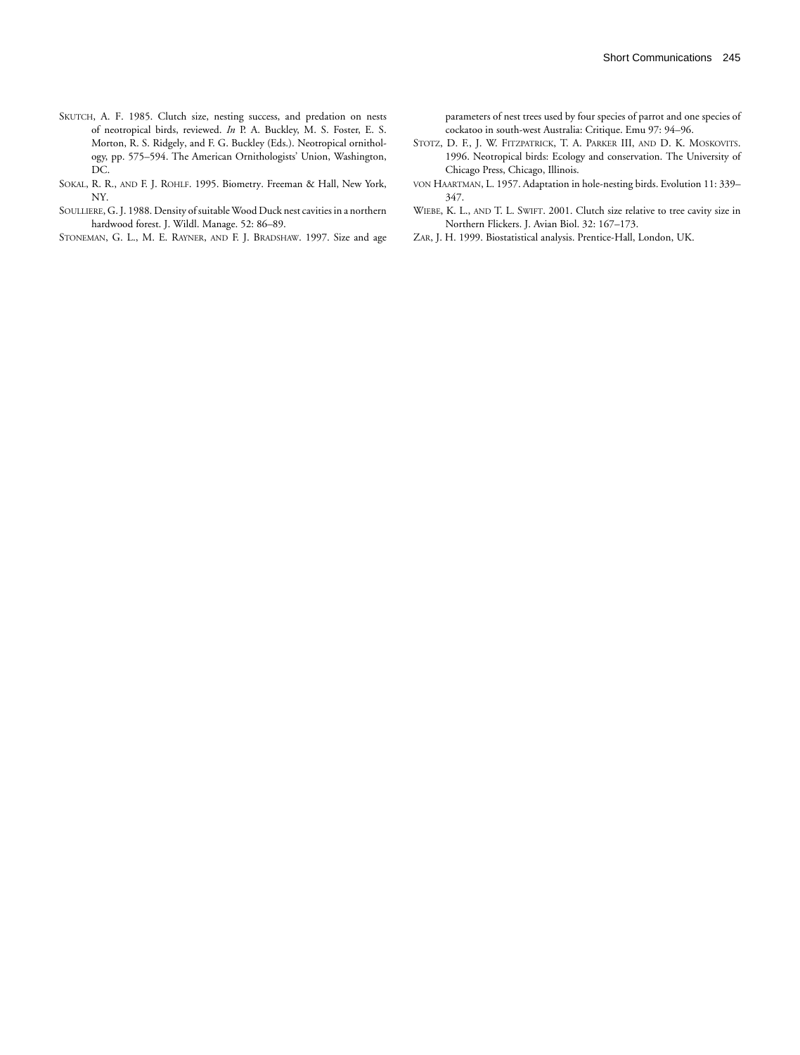Skutch, A. F. 1985. Clutch size, nesting success, and predation on nests of neotropical birds, reviewed. *In* P. A. Buckley, M. S. Foster, E. S. Morton, R. S. Ridgely, and F. G. Buckley (Eds.). Neotropical ornithology, pp. 575–594. The American Ornithologists' Union, Washington, DC.

Sokal, R. R., and F. J. Rohlf. 1995. Biometry. Freeman & Hall, New York, NY.

Soulliere, G. J. 1988. Density of suitable Wood Duck nest cavities in a northern hardwood forest. J. Wildl. Manage. 52: 86–89.

Stoneman, G. L., M. E. Rayner, and F. J. Bradshaw. 1997. Size and age parameters of nest trees used by four species of parrot and one species of cockatoo in south-west Australia: Critique. Emu 97: 94–96.

Stotz, D. F., J. W. Fitzpatrick, T. A. Parker III, and D. K. Moskovits. 1996. Neotropical birds: Ecology and conservation. The University of Chicago Press, Chicago, Illinois.

von Haartman, L. 1957. Adaptation in hole-nesting birds. Evolution 11: 339–347.

Wiebe, K. L., and T. L. Swift. 2001. Clutch size relative to tree cavity size in Northern Flickers. J. Avian Biol. 32: 167–173.

Zar, J. H. 1999. Biostatistical analysis. Prentice-Hall, London, UK.